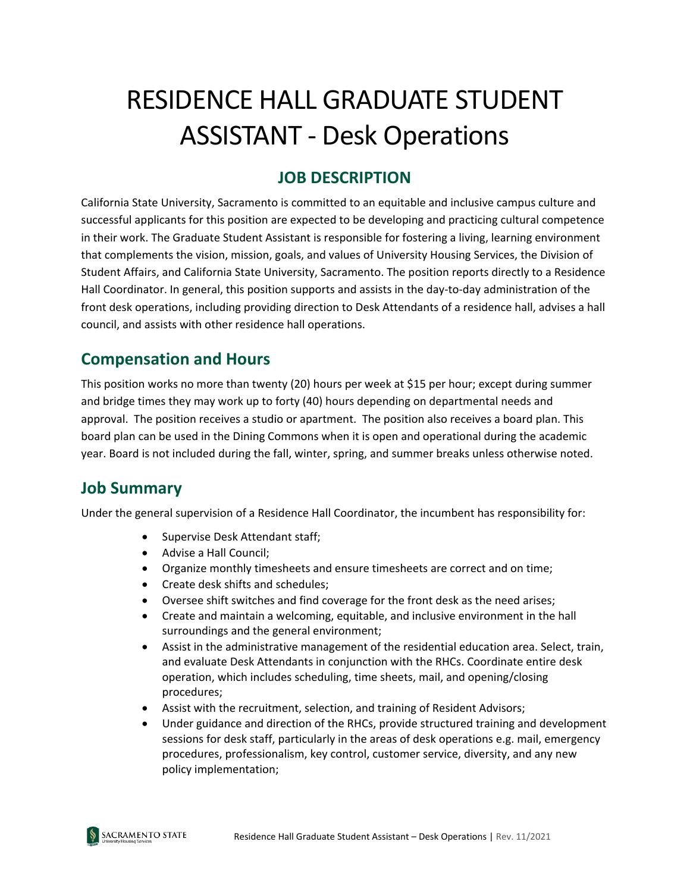# RESIDENCE HALL GRADUATE STUDENT ASSISTANT - Desk Operations

## JOB DESCRIPTION

California State University, Sacramento is committed to an equitable and inclusive campus culture and successful applicants for this position are expected to be developing and practicing cultural competence in their work. The Graduate Student Assistant is responsible for fostering a living, learning environment that complements the vision, mission, goals, and values of University Housing Services, the Division of Student Affairs, and California State University, Sacramento. The position reports directly to a Residence Hall Coordinator. In general, this position supports and assists in the day-to-day administration of the front desk operations, including providing direction to Desk Attendants of a residence hall, advises a hall council, and assists with other residence hall operations.

## Compensation and Hours

This position works no more than twenty (20) hours per week at $15 per hour; except during summer and bridge times they may work up to forty (40) hours depending on departmental needs and approval. The position receives a studio or apartment. The position also receives a board plan. This board plan can be used in the Dining Commons when it is open and operational during the academic year. Board is not included during the fall, winter, spring, and summer breaks unless otherwise noted.

## Job Summary

Under the general supervision of a Residence Hall Coordinator, the incumbent has responsibility for:

- Supervise Desk Attendant staff;
- Advise a Hall Council;
- Organize monthly timesheets and ensure timesheets are correct and on time;
- Create desk shifts and schedules;
- Oversee shift switches and find coverage for the front desk as the need arises;
- Create and maintain a welcoming, equitable, and inclusive environment in the hall surroundings and the general environment;
- Assist in the administrative management of the residential education area. Select, train, and evaluate Desk Attendants in conjunction with the RHCs. Coordinate entire desk operation, which includes scheduling, time sheets, mail, and opening/closing procedures;
- Assist with the recruitment, selection, and training of Resident Advisors;
- Under guidance and direction of the RHCs, provide structured training and development sessions for desk staff, particularly in the areas of desk operations e.g. mail, emergency procedures, professionalism, key control, customer service, diversity, and any new policy implementation;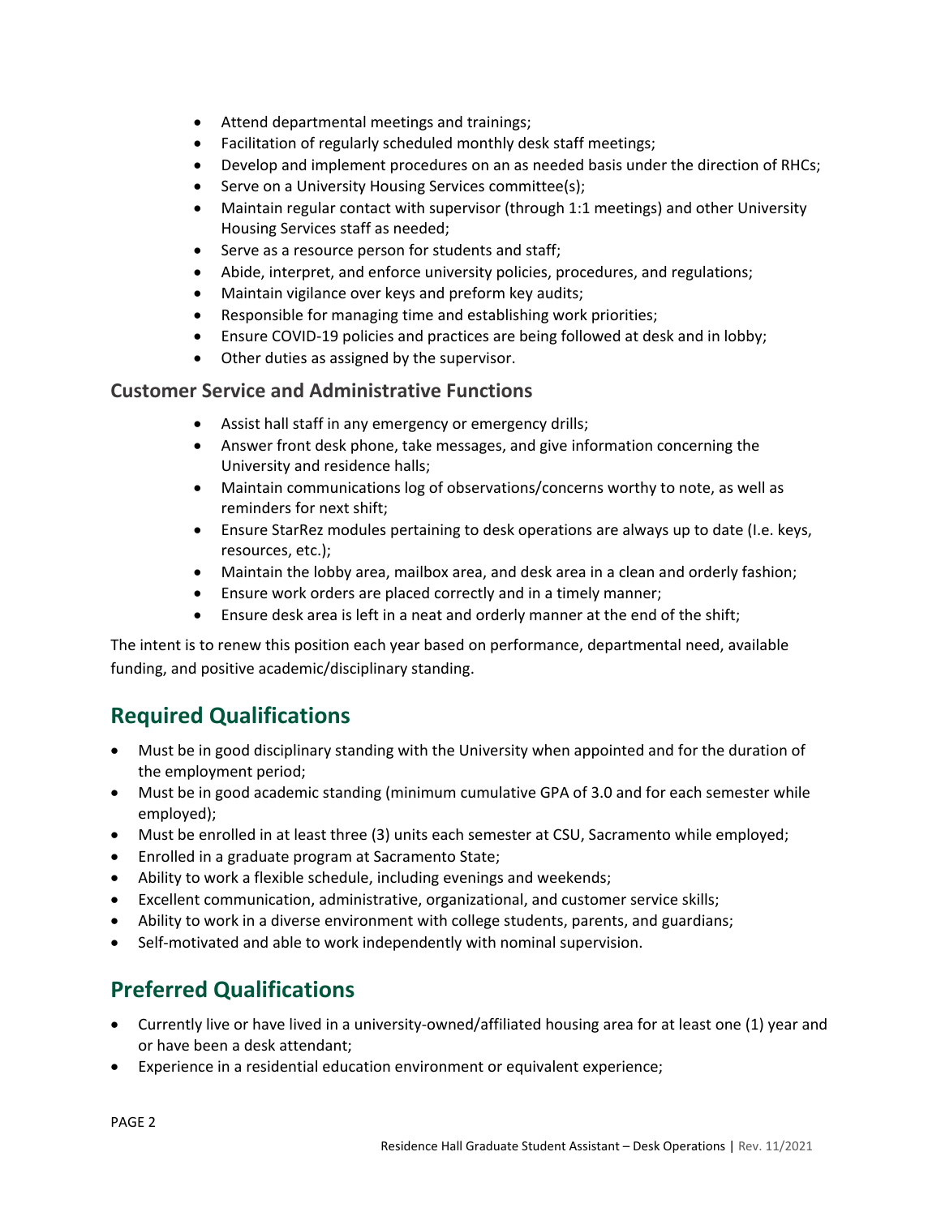- Attend departmental meetings and trainings;
- Facilitation of regularly scheduled monthly desk staff meetings;
- Develop and implement procedures on an as needed basis under the direction of RHCs;
- Serve on a University Housing Services committee(s);
- Maintain regular contact with supervisor (through 1:1 meetings) and other University Housing Services staff as needed;
- Serve as a resource person for students and staff;
- Abide, interpret, and enforce university policies, procedures, and regulations;
- Maintain vigilance over keys and preform key audits;
- Responsible for managing time and establishing work priorities;
- Ensure COVID-19 policies and practices are being followed at desk and in lobby;
- Other duties as assigned by the supervisor.

### Customer Service and Administrative Functions

- Assist hall staff in any emergency or emergency drills;
- Answer front desk phone, take messages, and give information concerning the University and residence halls;
- Maintain communications log of observations/concerns worthy to note, as well as reminders for next shift;
- Ensure StarRez modules pertaining to desk operations are always up to date (I.e. keys, resources, etc.);
- Maintain the lobby area, mailbox area, and desk area in a clean and orderly fashion;
- Ensure work orders are placed correctly and in a timely manner;
- Ensure desk area is left in a neat and orderly manner at the end of the shift;

The intent is to renew this position each year based on performance, departmental need, available funding, and positive academic/disciplinary standing.

## Required Qualifications

- Must be in good disciplinary standing with the University when appointed and for the duration of the employment period;
- Must be in good academic standing (minimum cumulative GPA of 3.0 and for each semester while employed);
- Must be enrolled in at least three (3) units each semester at CSU, Sacramento while employed;
- Enrolled in a graduate program at Sacramento State;
- Ability to work a flexible schedule, including evenings and weekends;
- Excellent communication, administrative, organizational, and customer service skills;
- Ability to work in a diverse environment with college students, parents, and guardians;
- Self-motivated and able to work independently with nominal supervision.

## Preferred Qualifications

- Currently live or have lived in a university-owned/affiliated housing area for at least one (1) year and or have been a desk attendant;
- Experience in a residential education environment or equivalent experience;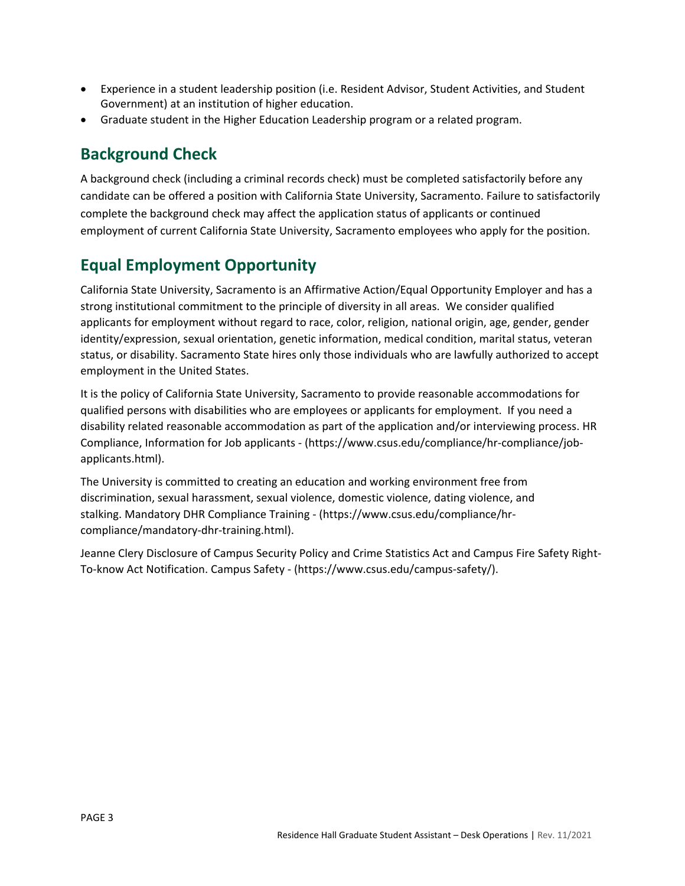- Experience in a student leadership position (i.e. Resident Advisor, Student Activities, and Student Government) at an institution of higher education.
- Graduate student in the Higher Education Leadership program or a related program.

## Background Check

A background check (including a criminal records check) must be completed satisfactorily before any candidate can be offered a position with California State University, Sacramento. Failure to satisfactorily complete the background check may affect the application status of applicants or continued employment of current California State University, Sacramento employees who apply for the position.

## Equal Employment Opportunity

California State University, Sacramento is an Affirmative Action/Equal Opportunity Employer and has a strong institutional commitment to the principle of diversity in all areas. We consider qualified applicants for employment without regard to race, color, religion, national origin, age, gender, gender identity/expression, sexual orientation, genetic information, medical condition, marital status, veteran status, or disability. Sacramento State hires only those individuals who are lawfully authorized to accept employment in the United States.

It is the policy of California State University, Sacramento to provide reasonable accommodations for qualified persons with disabilities who are employees or applicants for employment. If you need a disability related reasonable accommodation as part of the application and/or interviewing process. HR Compliance, Information for Job applicants - (https://www.csus.edu/compliance/hr-compliance/job-applicants.html).

The University is committed to creating an education and working environment free from discrimination, sexual harassment, sexual violence, domestic violence, dating violence, and stalking. Mandatory DHR Compliance Training - (https://www.csus.edu/compliance/hr-compliance/mandatory-dhr-training.html).

Jeanne Clery Disclosure of Campus Security Policy and Crime Statistics Act and Campus Fire Safety Right-To-know Act Notification. Campus Safety - (https://www.csus.edu/campus-safety/).